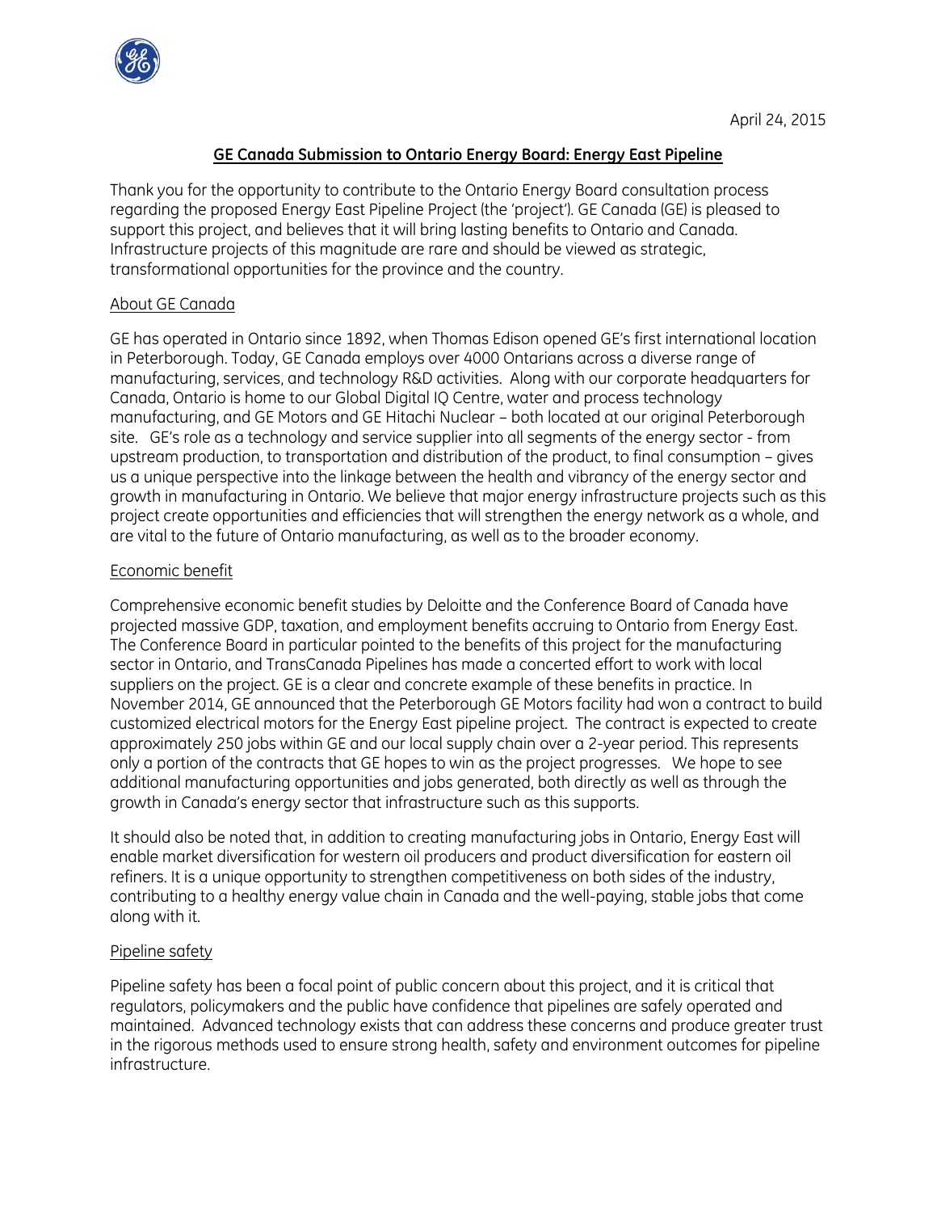April 24, 2015

# GE Canada Submission to Ontario Energy Board: Energy East Pipeline

Thank you for the opportunity to contribute to the Ontario Energy Board consultation process regarding the proposed Energy East Pipeline Project (the 'project'). GE Canada (GE) is pleased to support this project, and believes that it will bring lasting benefits to Ontario and Canada. Infrastructure projects of this magnitude are rare and should be viewed as strategic, transformational opportunities for the province and the country.

## About GE Canada

GE has operated in Ontario since 1892, when Thomas Edison opened GE's first international location in Peterborough. Today, GE Canada employs over 4000 Ontarians across a diverse range of manufacturing, services, and technology R&D activities. Along with our corporate headquarters for Canada, Ontario is home to our Global Digital IQ Centre, water and process technology manufacturing, and GE Motors and GE Hitachi Nuclear – both located at our original Peterborough site. GE's role as a technology and service supplier into all segments of the energy sector - from upstream production, to transportation and distribution of the product, to final consumption – gives us a unique perspective into the linkage between the health and vibrancy of the energy sector and growth in manufacturing in Ontario. We believe that major energy infrastructure projects such as this project create opportunities and efficiencies that will strengthen the energy network as a whole, and are vital to the future of Ontario manufacturing, as well as to the broader economy.

## Economic benefit

Comprehensive economic benefit studies by Deloitte and the Conference Board of Canada have projected massive GDP, taxation, and employment benefits accruing to Ontario from Energy East. The Conference Board in particular pointed to the benefits of this project for the manufacturing sector in Ontario, and TransCanada Pipelines has made a concerted effort to work with local suppliers on the project. GE is a clear and concrete example of these benefits in practice. In November 2014, GE announced that the Peterborough GE Motors facility had won a contract to build customized electrical motors for the Energy East pipeline project. The contract is expected to create approximately 250 jobs within GE and our local supply chain over a 2-year period. This represents only a portion of the contracts that GE hopes to win as the project progresses. We hope to see additional manufacturing opportunities and jobs generated, both directly as well as through the growth in Canada's energy sector that infrastructure such as this supports.

It should also be noted that, in addition to creating manufacturing jobs in Ontario, Energy East will enable market diversification for western oil producers and product diversification for eastern oil refiners. It is a unique opportunity to strengthen competitiveness on both sides of the industry, contributing to a healthy energy value chain in Canada and the well-paying, stable jobs that come along with it.

## Pipeline safety

Pipeline safety has been a focal point of public concern about this project, and it is critical that regulators, policymakers and the public have confidence that pipelines are safely operated and maintained. Advanced technology exists that can address these concerns and produce greater trust in the rigorous methods used to ensure strong health, safety and environment outcomes for pipeline infrastructure.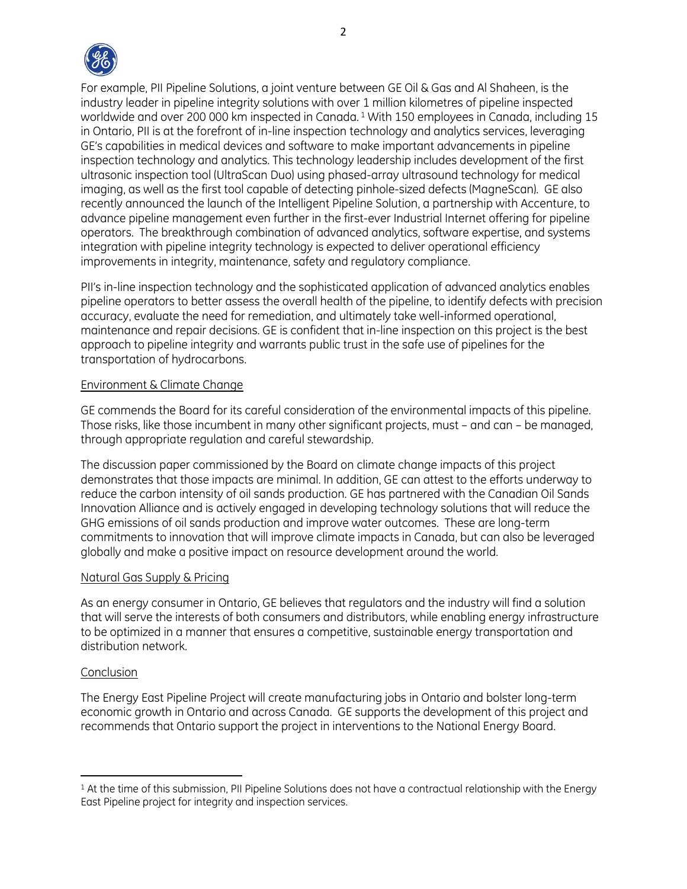For example, PII Pipeline Solutions, a joint venture between GE Oil & Gas and Al Shaheen, is the industry leader in pipeline integrity solutions with over 1 million kilometres of pipeline inspected worldwide and over 200 000 km inspected in Canada. [1] With 150 employees in Canada, including 15 in Ontario, PII is at the forefront of in-line inspection technology and analytics services, leveraging GE's capabilities in medical devices and software to make important advancements in pipeline inspection technology and analytics. This technology leadership includes development of the first ultrasonic inspection tool (UltraScan Duo) using phased-array ultrasound technology for medical imaging, as well as the first tool capable of detecting pinhole-sized defects (MagneScan). GE also recently announced the launch of the Intelligent Pipeline Solution, a partnership with Accenture, to advance pipeline management even further in the first-ever Industrial Internet offering for pipeline operators. The breakthrough combination of advanced analytics, software expertise, and systems integration with pipeline integrity technology is expected to deliver operational efficiency improvements in integrity, maintenance, safety and regulatory compliance.

PII's in-line inspection technology and the sophisticated application of advanced analytics enables pipeline operators to better assess the overall health of the pipeline, to identify defects with precision accuracy, evaluate the need for remediation, and ultimately take well-informed operational, maintenance and repair decisions. GE is confident that in-line inspection on this project is the best approach to pipeline integrity and warrants public trust in the safe use of pipelines for the transportation of hydrocarbons.

## Environment & Climate Change

GE commends the Board for its careful consideration of the environmental impacts of this pipeline. Those risks, like those incumbent in many other significant projects, must – and can – be managed, through appropriate regulation and careful stewardship.

The discussion paper commissioned by the Board on climate change impacts of this project demonstrates that those impacts are minimal. In addition, GE can attest to the efforts underway to reduce the carbon intensity of oil sands production. GE has partnered with the Canadian Oil Sands Innovation Alliance and is actively engaged in developing technology solutions that will reduce the GHG emissions of oil sands production and improve water outcomes. These are long-term commitments to innovation that will improve climate impacts in Canada, but can also be leveraged globally and make a positive impact on resource development around the world.

## Natural Gas Supply & Pricing

As an energy consumer in Ontario, GE believes that regulators and the industry will find a solution that will serve the interests of both consumers and distributors, while enabling energy infrastructure to be optimized in a manner that ensures a competitive, sustainable energy transportation and distribution network.

## Conclusion

The Energy East Pipeline Project will create manufacturing jobs in Ontario and bolster long-term economic growth in Ontario and across Canada. GE supports the development of this project and recommends that Ontario support the project in interventions to the National Energy Board.

---

[1] At the time of this submission, PII Pipeline Solutions does not have a contractual relationship with the Energy East Pipeline project for integrity and inspection services.